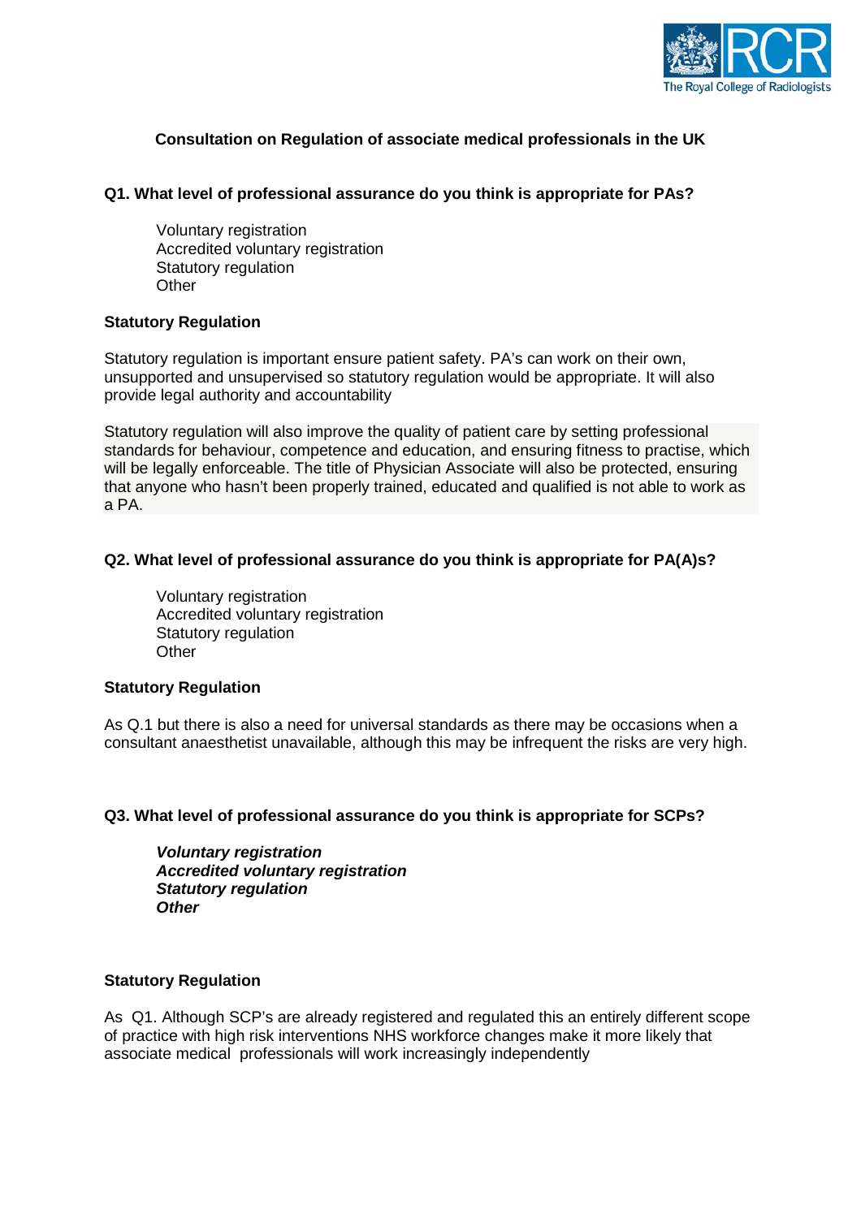**Consultation on Regulation of associate medical professionals in the UK**

**Q1. What level of professional assurance do you think is appropriate for PAs?**

Voluntary registration
Accredited voluntary registration
Statutory regulation
Other

**Statutory Regulation**

Statutory regulation is important ensure patient safety. PA's can work on their own, unsupported and unsupervised so statutory regulation would be appropriate. It will also provide legal authority and accountability

Statutory regulation will also improve the quality of patient care by setting professional standards for behaviour, competence and education, and ensuring fitness to practise, which will be legally enforceable. The title of Physician Associate will also be protected, ensuring that anyone who hasn't been properly trained, educated and qualified is not able to work as a PA.

**Q2. What level of professional assurance do you think is appropriate for PA(A)s?**

Voluntary registration
Accredited voluntary registration
Statutory regulation
Other

**Statutory Regulation**

As Q.1 but there is also a need for universal standards as there may be occasions when a consultant anaesthetist unavailable, although this may be infrequent the risks are very high.

**Q3. What level of professional assurance do you think is appropriate for SCPs?**

***Voluntary registration***
***Accredited voluntary registration***
***Statutory regulation***
***Other***

**Statutory Regulation**

As Q1. Although SCP's are already registered and regulated this an entirely different scope of practice with high risk interventions NHS workforce changes make it more likely that associate medical professionals will work increasingly independently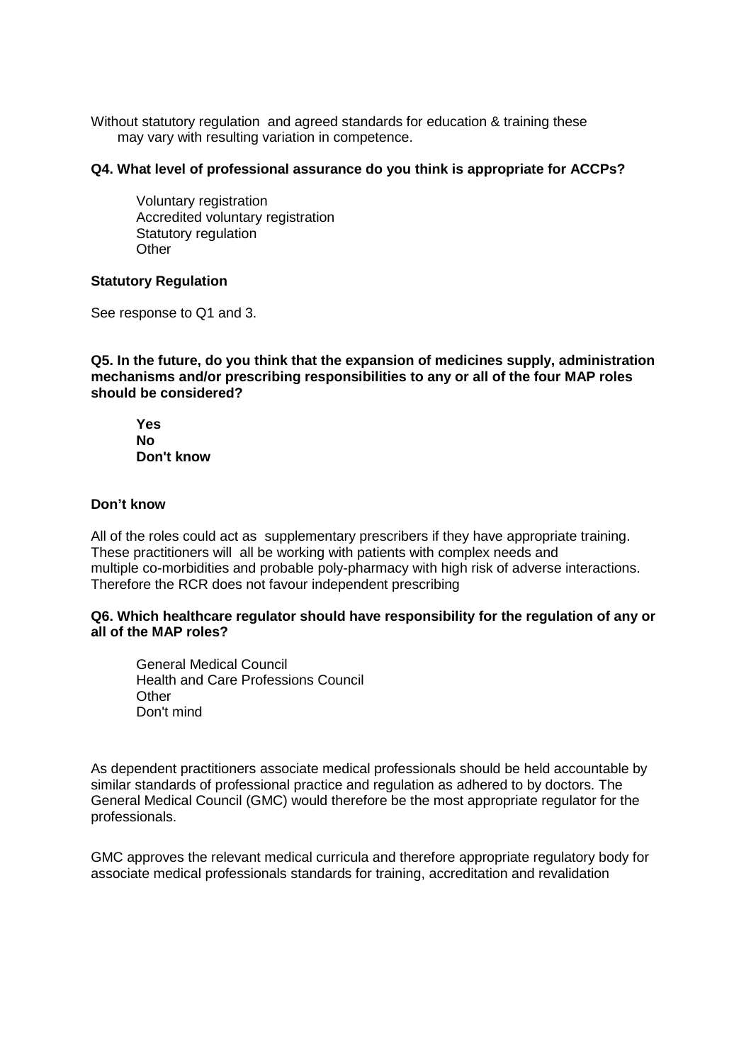Without statutory regulation and agreed standards for education & training these may vary with resulting variation in competence.

**Q4. What level of professional assurance do you think is appropriate for ACCPs?**

Voluntary registration
Accredited voluntary registration
Statutory regulation
Other

**Statutory Regulation**

See response to Q1 and 3.

**Q5. In the future, do you think that the expansion of medicines supply, administration mechanisms and/or prescribing responsibilities to any or all of the four MAP roles should be considered?**

**Yes**
**No**
**Don't know**

**Don't know**

All of the roles could act as supplementary prescribers if they have appropriate training. These practitioners will all be working with patients with complex needs and multiple co-morbidities and probable poly-pharmacy with high risk of adverse interactions. Therefore the RCR does not favour independent prescribing

**Q6. Which healthcare regulator should have responsibility for the regulation of any or all of the MAP roles?**

General Medical Council
Health and Care Professions Council
Other
Don't mind

As dependent practitioners associate medical professionals should be held accountable by similar standards of professional practice and regulation as adhered to by doctors. The General Medical Council (GMC) would therefore be the most appropriate regulator for the professionals.

GMC approves the relevant medical curricula and therefore appropriate regulatory body for associate medical professionals standards for training, accreditation and revalidation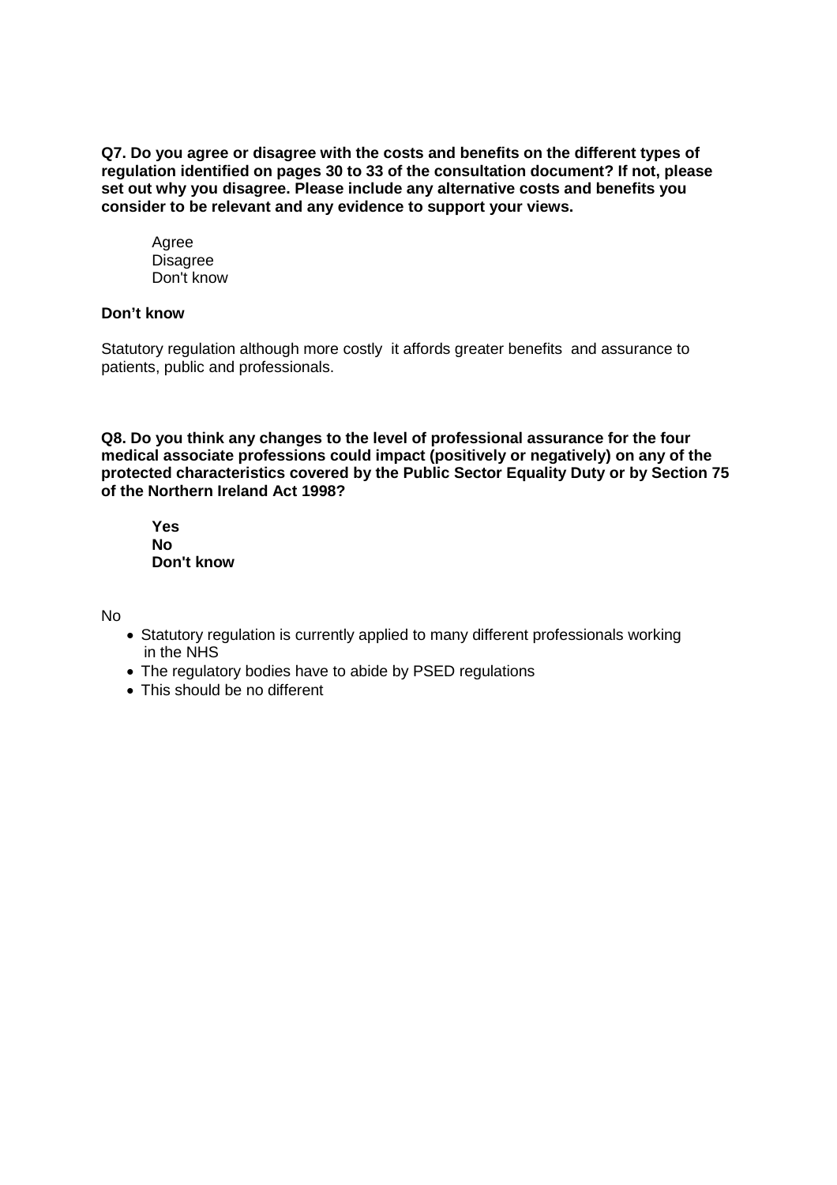**Q7. Do you agree or disagree with the costs and benefits on the different types of regulation identified on pages 30 to 33 of the consultation document? If not, please set out why you disagree. Please include any alternative costs and benefits you consider to be relevant and any evidence to support your views.**

Agree
Disagree
Don't know

**Don't know**

Statutory regulation although more costly it affords greater benefits and assurance to patients, public and professionals.

**Q8. Do you think any changes to the level of professional assurance for the four medical associate professions could impact (positively or negatively) on any of the protected characteristics covered by the Public Sector Equality Duty or by Section 75 of the Northern Ireland Act 1998?**

**Yes**
**No**
**Don't know**

No

- Statutory regulation is currently applied to many different professionals working in the NHS
- The regulatory bodies have to abide by PSED regulations
- This should be no different